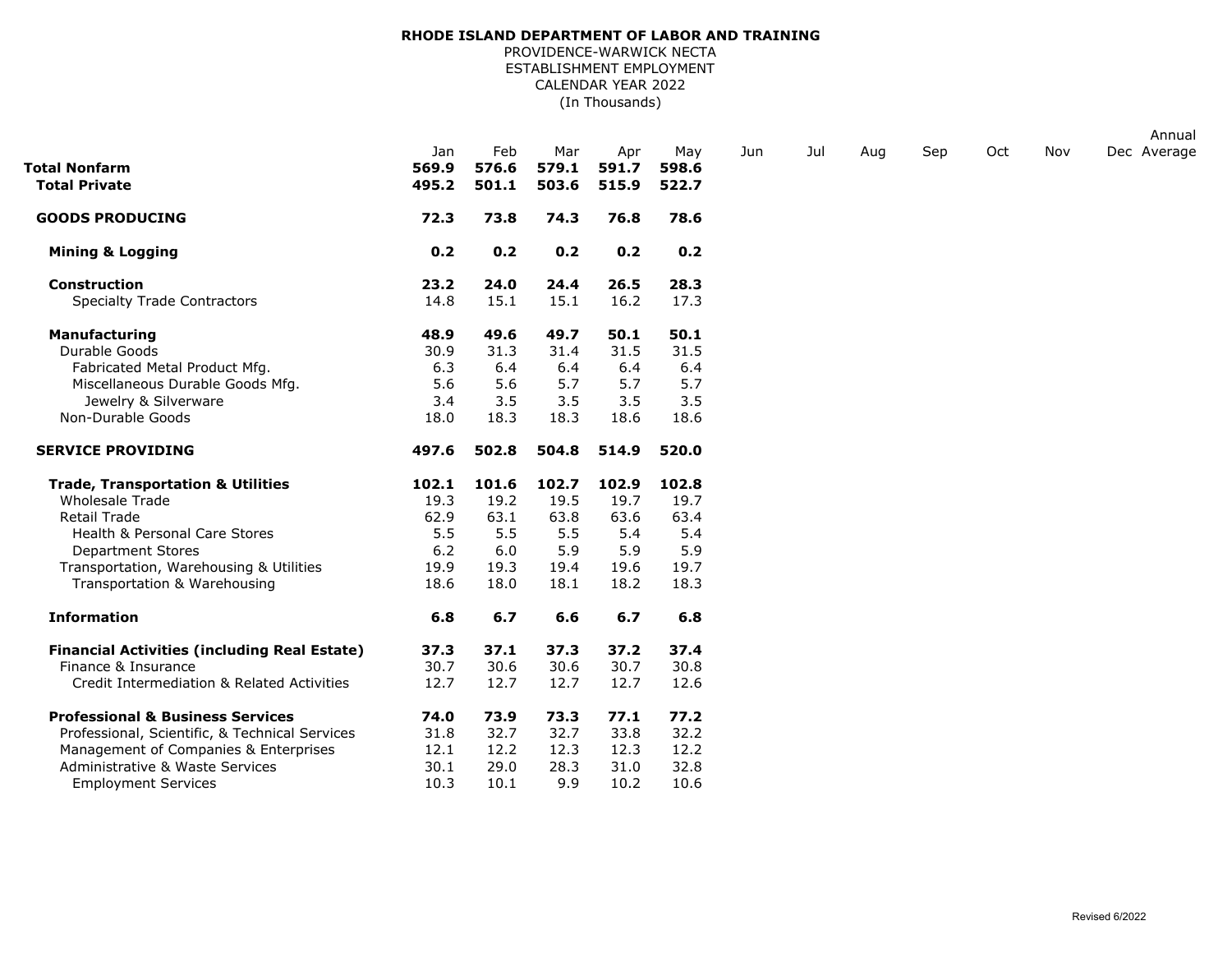**RHODE ISLAND DEPARTMENT OF LABOR AND TRAINING**

PROVIDENCE-WARWICK NECTA

ESTABLISHMENT EMPLOYMENT

CALENDAR YEAR 2022

(In Thousands)

| | Jan | Feb | Mar | Apr | May | Jun | Jul | Aug | Sep | Oct | Nov | Dec | Annual Average |
|---|---|---|---|---|---|---|---|---|---|---|---|---|---|
| **Total Nonfarm** | **569.9** | **576.6** | **579.1** | **591.7** | **598.6** | | | | | | | | |
| **Total Private** | **495.2** | **501.1** | **503.6** | **515.9** | **522.7** | | | | | | | | |
| **GOODS PRODUCING** | **72.3** | **73.8** | **74.3** | **76.8** | **78.6** | | | | | | | | |
| **Mining & Logging** | **0.2** | **0.2** | **0.2** | **0.2** | **0.2** | | | | | | | | |
| **Construction** | **23.2** | **24.0** | **24.4** | **26.5** | **28.3** | | | | | | | | |
| Specialty Trade Contractors | 14.8 | 15.1 | 15.1 | 16.2 | 17.3 | | | | | | | | |
| **Manufacturing** | **48.9** | **49.6** | **49.7** | **50.1** | **50.1** | | | | | | | | |
| Durable Goods | 30.9 | 31.3 | 31.4 | 31.5 | 31.5 | | | | | | | | |
| Fabricated Metal Product Mfg. | 6.3 | 6.4 | 6.4 | 6.4 | 6.4 | | | | | | | | |
| Miscellaneous Durable Goods Mfg. | 5.6 | 5.6 | 5.7 | 5.7 | 5.7 | | | | | | | | |
| Jewelry & Silverware | 3.4 | 3.5 | 3.5 | 3.5 | 3.5 | | | | | | | | |
| Non-Durable Goods | 18.0 | 18.3 | 18.3 | 18.6 | 18.6 | | | | | | | | |
| **SERVICE PROVIDING** | **497.6** | **502.8** | **504.8** | **514.9** | **520.0** | | | | | | | | |
| **Trade, Transportation & Utilities** | **102.1** | **101.6** | **102.7** | **102.9** | **102.8** | | | | | | | | |
| Wholesale Trade | 19.3 | 19.2 | 19.5 | 19.7 | 19.7 | | | | | | | | |
| Retail Trade | 62.9 | 63.1 | 63.8 | 63.6 | 63.4 | | | | | | | | |
| Health & Personal Care Stores | 5.5 | 5.5 | 5.5 | 5.4 | 5.4 | | | | | | | | |
| Department Stores | 6.2 | 6.0 | 5.9 | 5.9 | 5.9 | | | | | | | | |
| Transportation, Warehousing & Utilities | 19.9 | 19.3 | 19.4 | 19.6 | 19.7 | | | | | | | | |
| Transportation & Warehousing | 18.6 | 18.0 | 18.1 | 18.2 | 18.3 | | | | | | | | |
| **Information** | **6.8** | **6.7** | **6.6** | **6.7** | **6.8** | | | | | | | | |
| **Financial Activities (including Real Estate)** | **37.3** | **37.1** | **37.3** | **37.2** | **37.4** | | | | | | | | |
| Finance & Insurance | 30.7 | 30.6 | 30.6 | 30.7 | 30.8 | | | | | | | | |
| Credit Intermediation & Related Activities | 12.7 | 12.7 | 12.7 | 12.7 | 12.6 | | | | | | | | |
| **Professional & Business Services** | **74.0** | **73.9** | **73.3** | **77.1** | **77.2** | | | | | | | | |
| Professional, Scientific, & Technical Services | 31.8 | 32.7 | 32.7 | 33.8 | 32.2 | | | | | | | | |
| Management of Companies & Enterprises | 12.1 | 12.2 | 12.3 | 12.3 | 12.2 | | | | | | | | |
| Administrative & Waste Services | 30.1 | 29.0 | 28.3 | 31.0 | 32.8 | | | | | | | | |
| Employment Services | 10.3 | 10.1 | 9.9 | 10.2 | 10.6 | | | | | | | | |

Revised 6/2022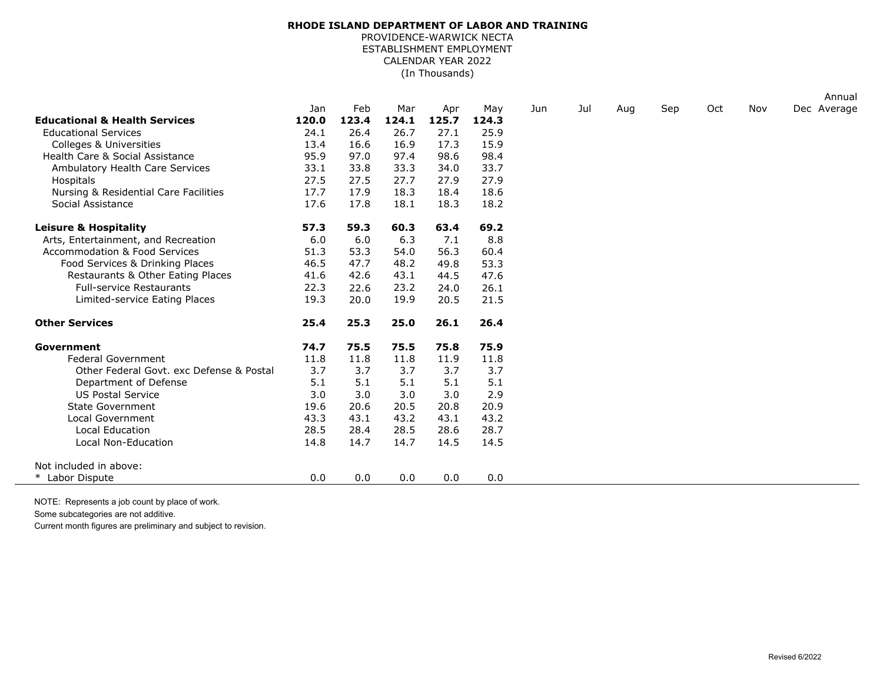**RHODE ISLAND DEPARTMENT OF LABOR AND TRAINING**
PROVIDENCE-WARWICK NECTA
ESTABLISHMENT EMPLOYMENT
CALENDAR YEAR 2022
(In Thousands)

| | Jan | Feb | Mar | Apr | May | Jun | Jul | Aug | Sep | Oct | Nov | Dec | Annual Average |
|---|---|---|---|---|---|---|---|---|---|---|---|---|---|
| **Educational & Health Services** | **120.0** | **123.4** | **124.1** | **125.7** | **124.3** | | | | | | | | |
| Educational Services | 24.1 | 26.4 | 26.7 | 27.1 | 25.9 | | | | | | | | |
| Colleges & Universities | 13.4 | 16.6 | 16.9 | 17.3 | 15.9 | | | | | | | | |
| Health Care & Social Assistance | 95.9 | 97.0 | 97.4 | 98.6 | 98.4 | | | | | | | | |
| Ambulatory Health Care Services | 33.1 | 33.8 | 33.3 | 34.0 | 33.7 | | | | | | | | |
| Hospitals | 27.5 | 27.5 | 27.7 | 27.9 | 27.9 | | | | | | | | |
| Nursing & Residential Care Facilities | 17.7 | 17.9 | 18.3 | 18.4 | 18.6 | | | | | | | | |
| Social Assistance | 17.6 | 17.8 | 18.1 | 18.3 | 18.2 | | | | | | | | |
| **Leisure & Hospitality** | **57.3** | **59.3** | **60.3** | **63.4** | **69.2** | | | | | | | | |
| Arts, Entertainment, and Recreation | 6.0 | 6.0 | 6.3 | 7.1 | 8.8 | | | | | | | | |
| Accommodation & Food Services | 51.3 | 53.3 | 54.0 | 56.3 | 60.4 | | | | | | | | |
| Food Services & Drinking Places | 46.5 | 47.7 | 48.2 | 49.8 | 53.3 | | | | | | | | |
| Restaurants & Other Eating Places | 41.6 | 42.6 | 43.1 | 44.5 | 47.6 | | | | | | | | |
| Full-service Restaurants | 22.3 | 22.6 | 23.2 | 24.0 | 26.1 | | | | | | | | |
| Limited-service Eating Places | 19.3 | 20.0 | 19.9 | 20.5 | 21.5 | | | | | | | | |
| **Other Services** | **25.4** | **25.3** | **25.0** | **26.1** | **26.4** | | | | | | | | |
| **Government** | **74.7** | **75.5** | **75.5** | **75.8** | **75.9** | | | | | | | | |
| Federal Government | 11.8 | 11.8 | 11.8 | 11.9 | 11.8 | | | | | | | | |
| Other Federal Govt. exc Defense & Postal | 3.7 | 3.7 | 3.7 | 3.7 | 3.7 | | | | | | | | |
| Department of Defense | 5.1 | 5.1 | 5.1 | 5.1 | 5.1 | | | | | | | | |
| US Postal Service | 3.0 | 3.0 | 3.0 | 3.0 | 2.9 | | | | | | | | |
| State Government | 19.6 | 20.6 | 20.5 | 20.8 | 20.9 | | | | | | | | |
| Local Government | 43.3 | 43.1 | 43.2 | 43.1 | 43.2 | | | | | | | | |
| Local Education | 28.5 | 28.4 | 28.5 | 28.6 | 28.7 | | | | | | | | |
| Local Non-Education | 14.8 | 14.7 | 14.7 | 14.5 | 14.5 | | | | | | | | |
| Not included in above: | | | | | | | | | | | | | |
| * Labor Dispute | 0.0 | 0.0 | 0.0 | 0.0 | 0.0 | | | | | | | | |

NOTE: Represents a job count by place of work.
Some subcategories are not additive.
Current month figures are preliminary and subject to revision.

Revised 6/2022